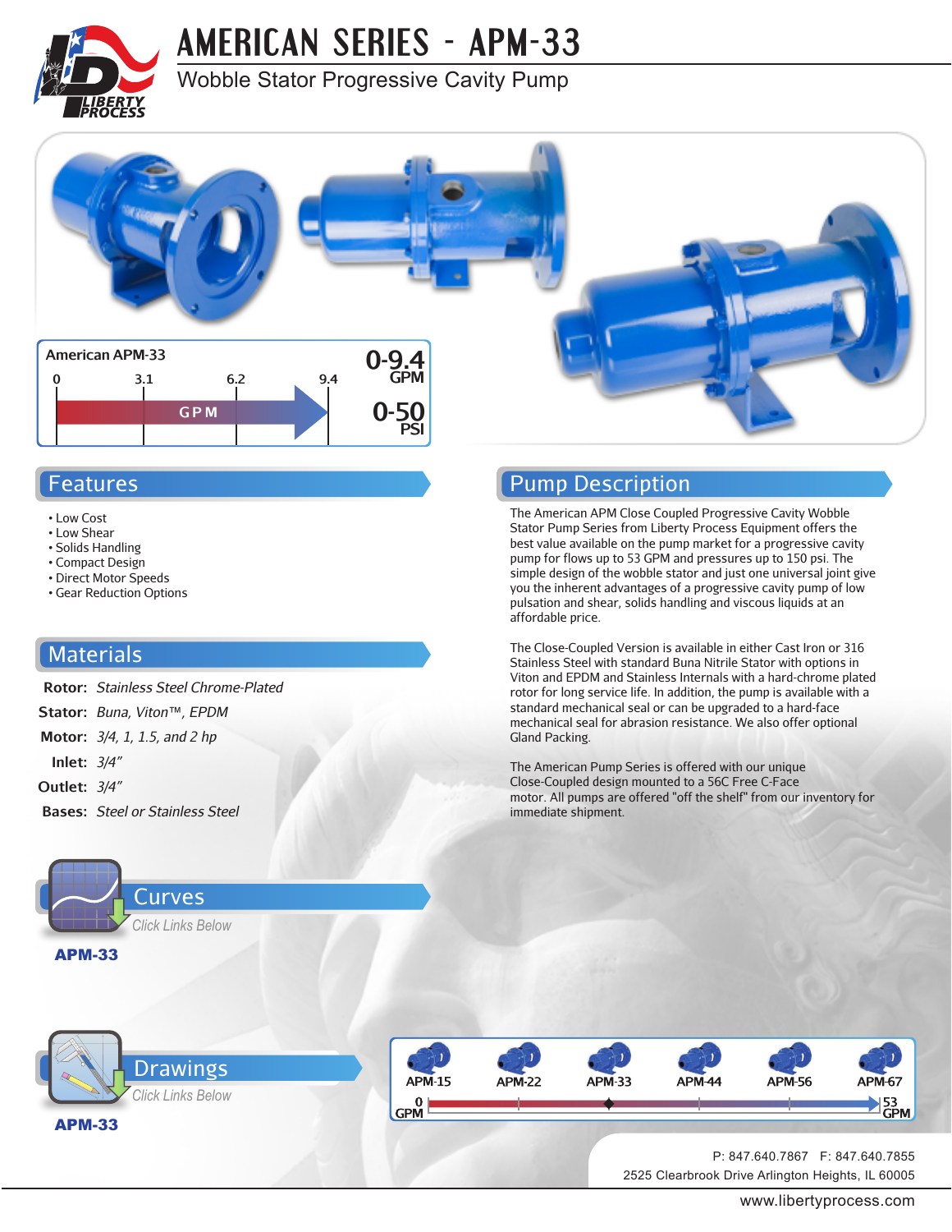# AMERICAN SERIES - APM-33

Wobble Stator Progressive Cavity Pump

**American APM-33**

0 | 3.1 | 6.2 | 9.4

GPM

**0-9.4 GPM**

**0-50 PSI**

## Features

- Low Cost
- Low Shear
- Solids Handling
- Compact Design
- Direct Motor Speeds
- Gear Reduction Options

## Materials

**Rotor:** *Stainless Steel Chrome-Plated*

**Stator:** *Buna, Viton™, EPDM*

**Motor:** *3/4, 1, 1.5, and 2 hp*

**Inlet:** *3/4"*

**Outlet:** *3/4"*

**Bases:** *Steel or Stainless Steel*

## Pump Description

The American APM Close Coupled Progressive Cavity Wobble Stator Pump Series from Liberty Process Equipment offers the best value available on the pump market for a progressive cavity pump for flows up to 53 GPM and pressures up to 150 psi. The simple design of the wobble stator and just one universal joint give you the inherent advantages of a progressive cavity pump of low pulsation and shear, solids handling and viscous liquids at an affordable price.

The Close-Coupled Version is available in either Cast Iron or 316 Stainless Steel with standard Buna Nitrile Stator with options in Viton and EPDM and Stainless Internals with a hard-chrome plated rotor for long service life. In addition, the pump is available with a standard mechanical seal or can be upgraded to a hard-face mechanical seal for abrasion resistance. We also offer optional Gland Packing.

The American Pump Series is offered with our unique Close-Coupled design mounted to a 56C Free C-Face motor. All pumps are offered "off the shelf" from our inventory for immediate shipment.

## Curves

*Click Links Below*

**APM-33**

## Drawings

*Click Links Below*

**APM-33**

APM-15 | APM-22 | APM-33 | APM-44 | APM-56 | APM-67

0 GPM — 53 GPM

P: 847.640.7867 F: 847.640.7855

2525 Clearbrook Drive Arlington Heights, IL 60005

www.libertyprocess.com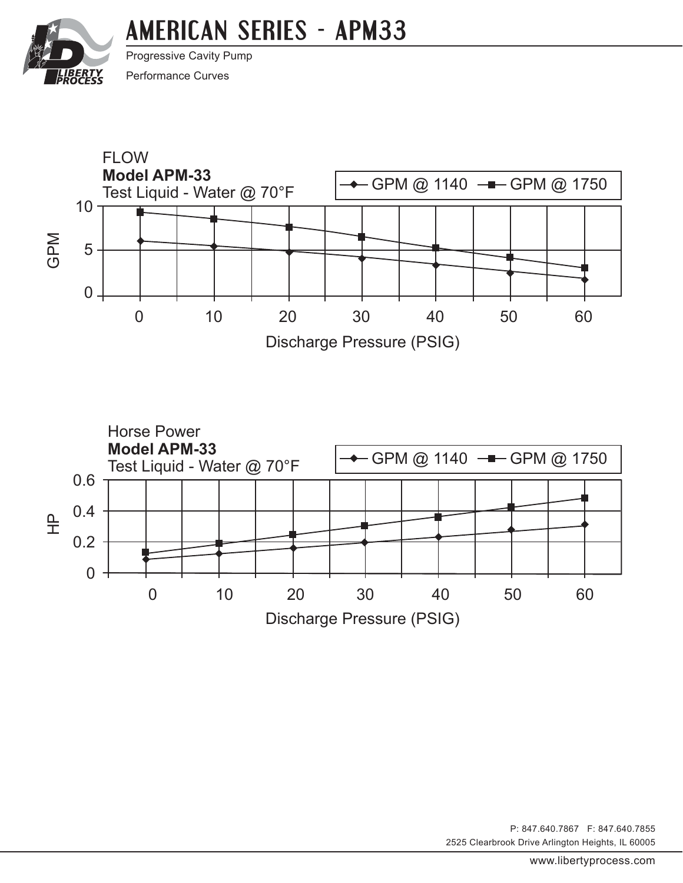# AMERICAN SERIES - APM33

Progressive Cavity Pump

Performance Curves

FLOW
**Model APM-33**
Test Liquid - Water @ 70°F

GPM @ 1140 — GPM @ 1750

GPM: 0, 5, 10

Discharge Pressure (PSIG): 0, 10, 20, 30, 40, 50, 60

Horse Power
**Model APM-33**
Test Liquid - Water @ 70°F

GPM @ 1140 — GPM @ 1750

HP: 0, 0.2, 0.4, 0.6

Discharge Pressure (PSIG): 0, 10, 20, 30, 40, 50, 60

P: 847.640.7867 F: 847.640.7855
2525 Clearbrook Drive Arlington Heights, IL 60005

www.libertyprocess.com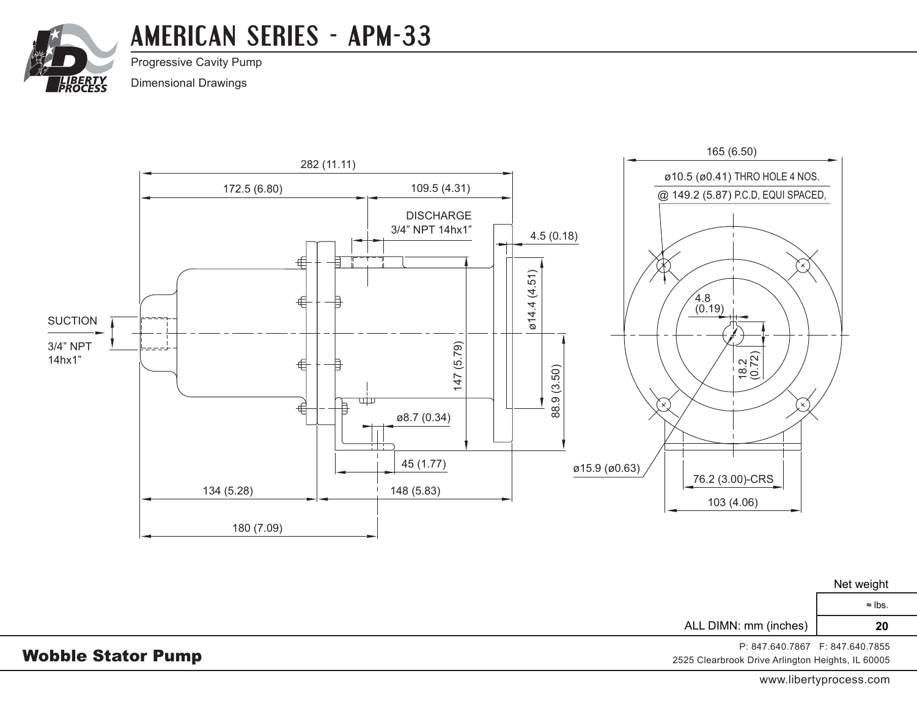# AMERICAN SERIES - APM-33

Progressive Cavity Pump

Dimensional Drawings

282 (11.11)

172.5 (6.80)

109.5 (4.31)

DISCHARGE
3/4” NPT 14hx1”

4.5 (0.18)

SUCTION

3/4” NPT
14hx1”

ø14.4 (4.51)

147 (5.79)

88.9 (3.50)

ø8.7 (0.34)

45 (1.77)

134 (5.28)

148 (5.83)

180 (7.09)

165 (6.50)

ø10.5 (ø0.41) THRO HOLE 4 NOS.

@ 149.2 (5.87) P.C.D, EQUI SPACED,

4.8
(0.19)

18.2
(0.72)

ø15.9 (ø0.63)

76.2 (3.00)-CRS

103 (4.06)

| | Net weight |
|---|---|
| | ≈ lbs. |
| ALL DIMN: mm (inches) | 20 |

**Wobble Stator Pump**

P: 847.640.7867 F: 847.640.7855

2525 Clearbrook Drive Arlington Heights, IL 60005

www.libertyprocess.com